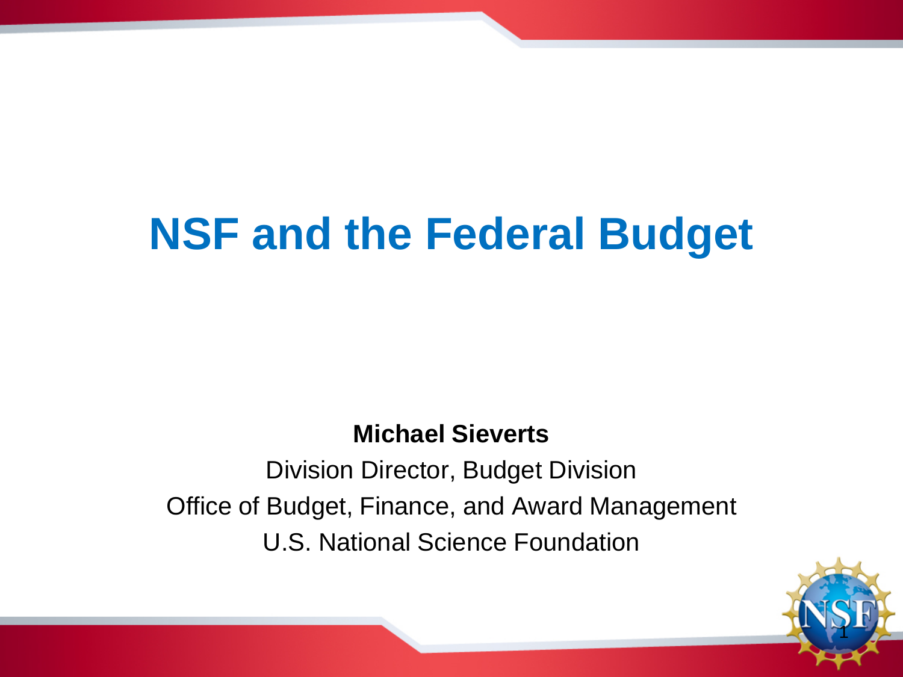# NSF and the Federal Budget

**Michael Sieverts**

Division Director, Budget Division

Office of Budget, Finance, and Award Management

U.S. National Science Foundation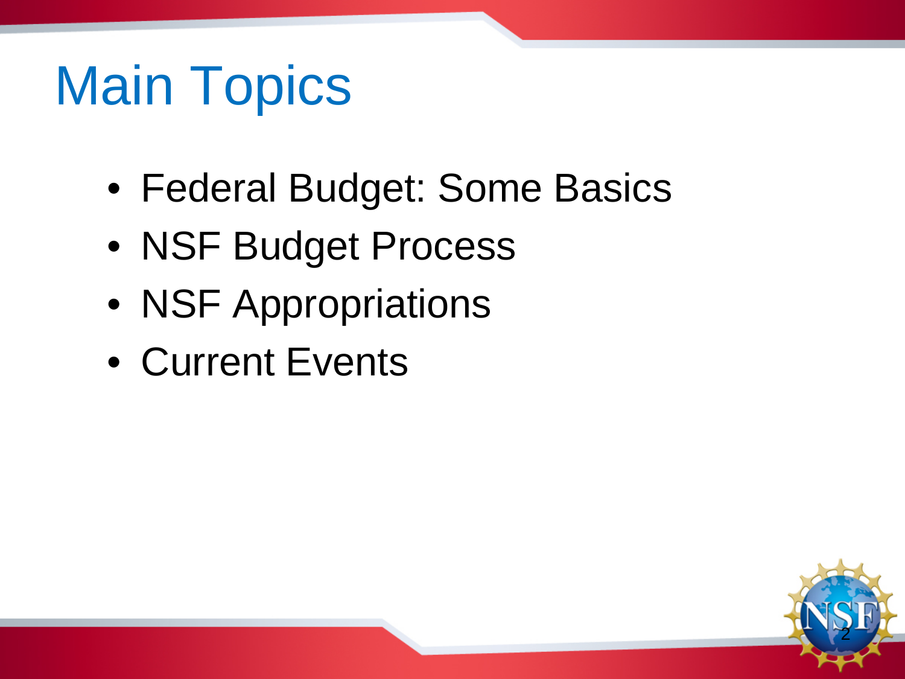# Main Topics

- Federal Budget: Some Basics
- NSF Budget Process
- NSF Appropriations
- Current Events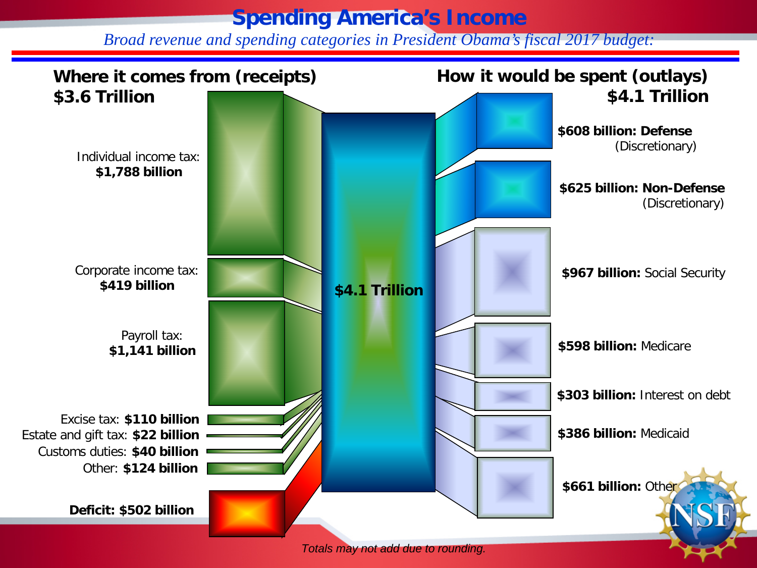# Spending America's Income

*Broad revenue and spending categories in President Obama's fiscal 2017 budget:*

## Where it comes from (receipts)
**$3.6 Trillion**

- Individual income tax: **$1,788 billion**
- Corporate income tax: **$419 billion**
- Payroll tax: **$1,141 billion**
- Excise tax: **$110 billion**
- Estate and gift tax: **$22 billion**
- Customs duties: **$40 billion**
- Other: **$124 billion**
- **Deficit: $502 billion**

**$4.1 Trillion**

## How it would be spent (outlays)
**$4.1 Trillion**

- **$608 billion: Defense** (Discretionary)
- **$625 billion: Non-Defense** (Discretionary)
- **$967 billion:** Social Security
- **$598 billion:** Medicare
- **$303 billion:** Interest on debt
- **$386 billion:** Medicaid
- **$661 billion:** Other

*Totals may not add due to rounding.*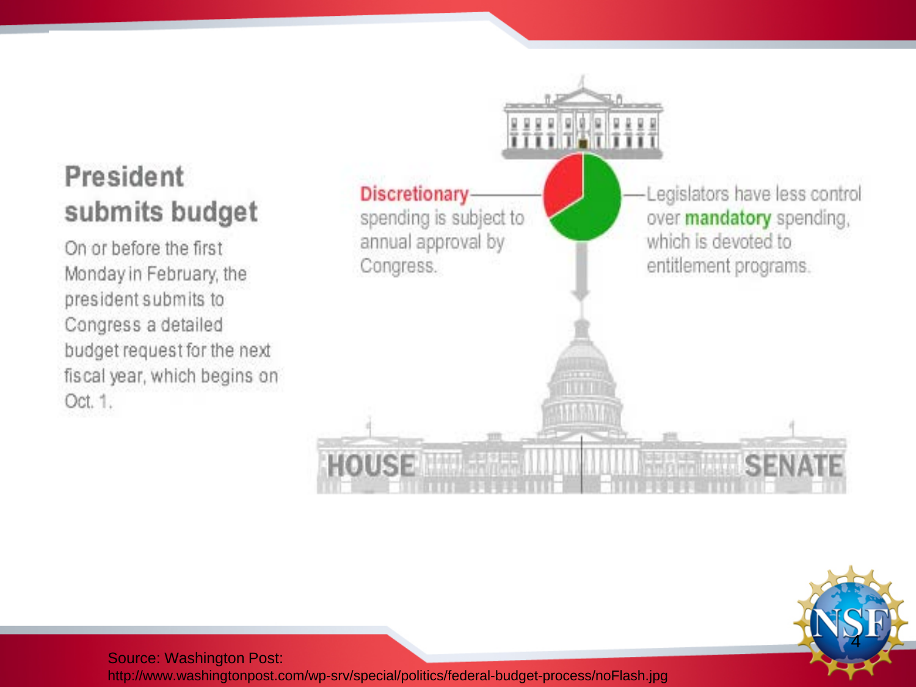## President submits budget

On or before the first Monday in February, the president submits to Congress a detailed budget request for the next fiscal year, which begins on Oct. 1.

**Discretionary** spending is subject to annual approval by Congress.

Legislators have less control over **mandatory** spending, which is devoted to entitlement programs.

HOUSE

SENATE

Source: Washington Post: http://www.washingtonpost.com/wp-srv/special/politics/federal-budget-process/noFlash.jpg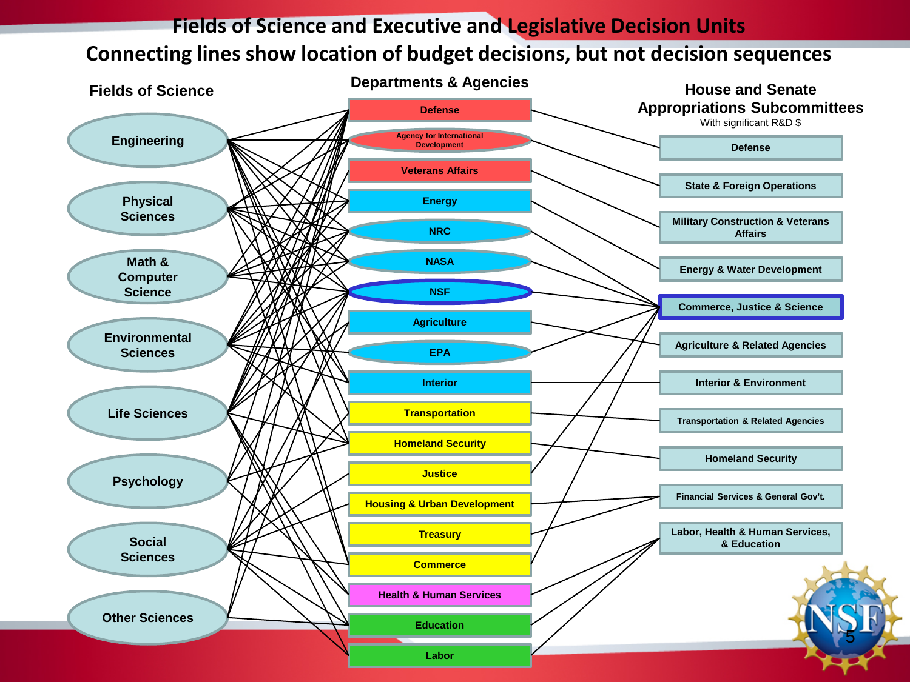# Fields of Science and Executive and Legislative Decision Units

## Connecting lines show location of budget decisions, but not decision sequences

**Fields of Science**

- Engineering
- Physical Sciences
- Math & Computer Science
- Environmental Sciences
- Life Sciences
- Psychology
- Social Sciences
- Other Sciences

**Departments & Agencies**

- Defense
- Agency for International Development
- Veterans Affairs
- Energy
- NRC
- NASA
- NSF
- Agriculture
- EPA
- Interior
- Transportation
- Homeland Security
- Justice
- Housing & Urban Development
- Treasury
- Commerce
- Health & Human Services
- Education
- Labor

**House and Senate Appropriations Subcommittees**

With significant R&D $

- Defense
- State & Foreign Operations
- Military Construction & Veterans Affairs
- Energy & Water Development
- Commerce, Justice & Science
- Agriculture & Related Agencies
- Interior & Environment
- Transportation & Related Agencies
- Homeland Security
- Financial Services & General Gov't.
- Labor, Health & Human Services, & Education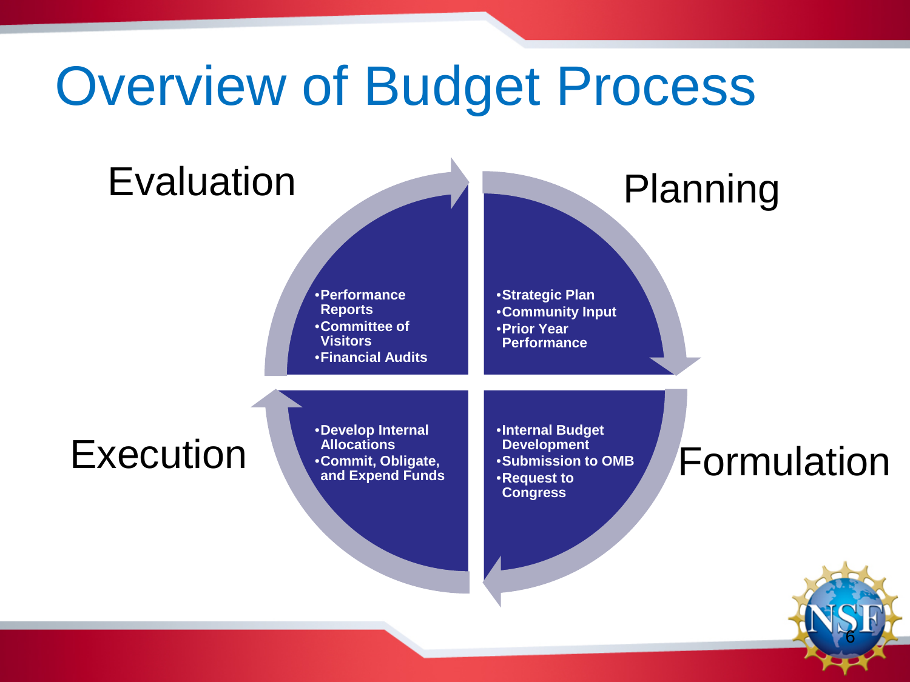# Overview of Budget Process

## Planning

- Strategic Plan
- Community Input
- Prior Year Performance

## Formulation

- Internal Budget Development
- Submission to OMB
- Request to Congress

## Execution

- Develop Internal Allocations
- Commit, Obligate, and Expend Funds

## Evaluation

- Performance Reports
- Committee of Visitors
- Financial Audits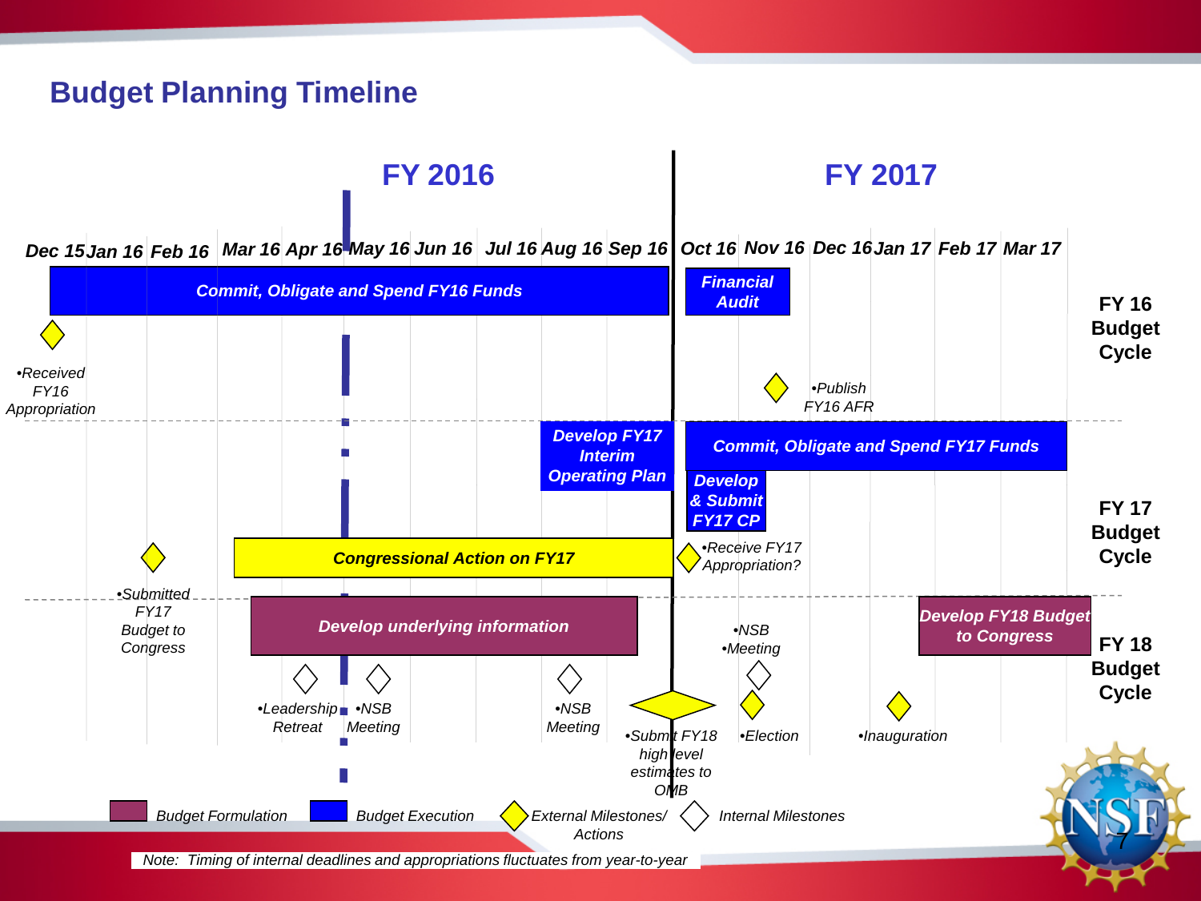# Budget Planning Timeline

## FY 2016 | FY 2017

Dec 15 | Jan 16 | Feb 16 | Mar 16 | Apr 16 | May 16 | Jun 16 | Jul 16 | Aug 16 | Sep 16 | Oct 16 | Nov 16 | Dec 16 | Jan 17 | Feb 17 | Mar 17

**FY 16 Budget Cycle**

- *Commit, Obligate and Spend FY16 Funds*
- *Financial Audit*
- *•Received FY16 Appropriation*
- *•Publish FY16 AFR*

**FY 17 Budget Cycle**

- *Develop FY17 Interim Operating Plan*
- *Commit, Obligate and Spend FY17 Funds*
- *Develop & Submit FY17 CP*
- *Congressional Action on FY17*
- *•Submitted FY17 Budget to Congress*
- *•Receive FY17 Appropriation?*

**FY 18 Budget Cycle**

- *Develop underlying information*
- *Develop FY18 Budget to Congress*
- *•Leadership Retreat*
- *•NSB Meeting*
- *•NSB Meeting*
- *•Submit FY18 high level estimates to OMB*
- *•NSB •Meeting*
- *•Election*
- *•Inauguration*

Legend: *Budget Formulation* | *Budget Execution* | *External Milestones/ Actions* | *Internal Milestones*

*Note: Timing of internal deadlines and appropriations fluctuates from year-to-year*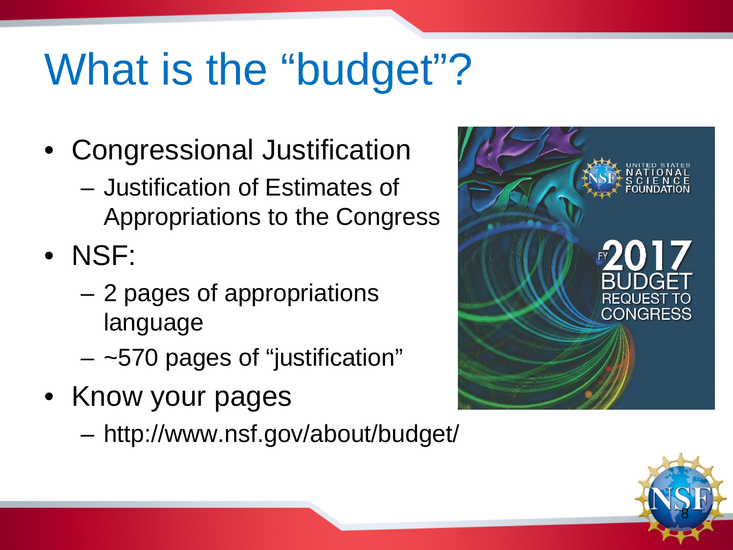# What is the "budget"?

- Congressional Justification
  - Justification of Estimates of Appropriations to the Congress
- NSF:
  - 2 pages of appropriations language
  - ~570 pages of "justification"
- Know your pages
  - http://www.nsf.gov/about/budget/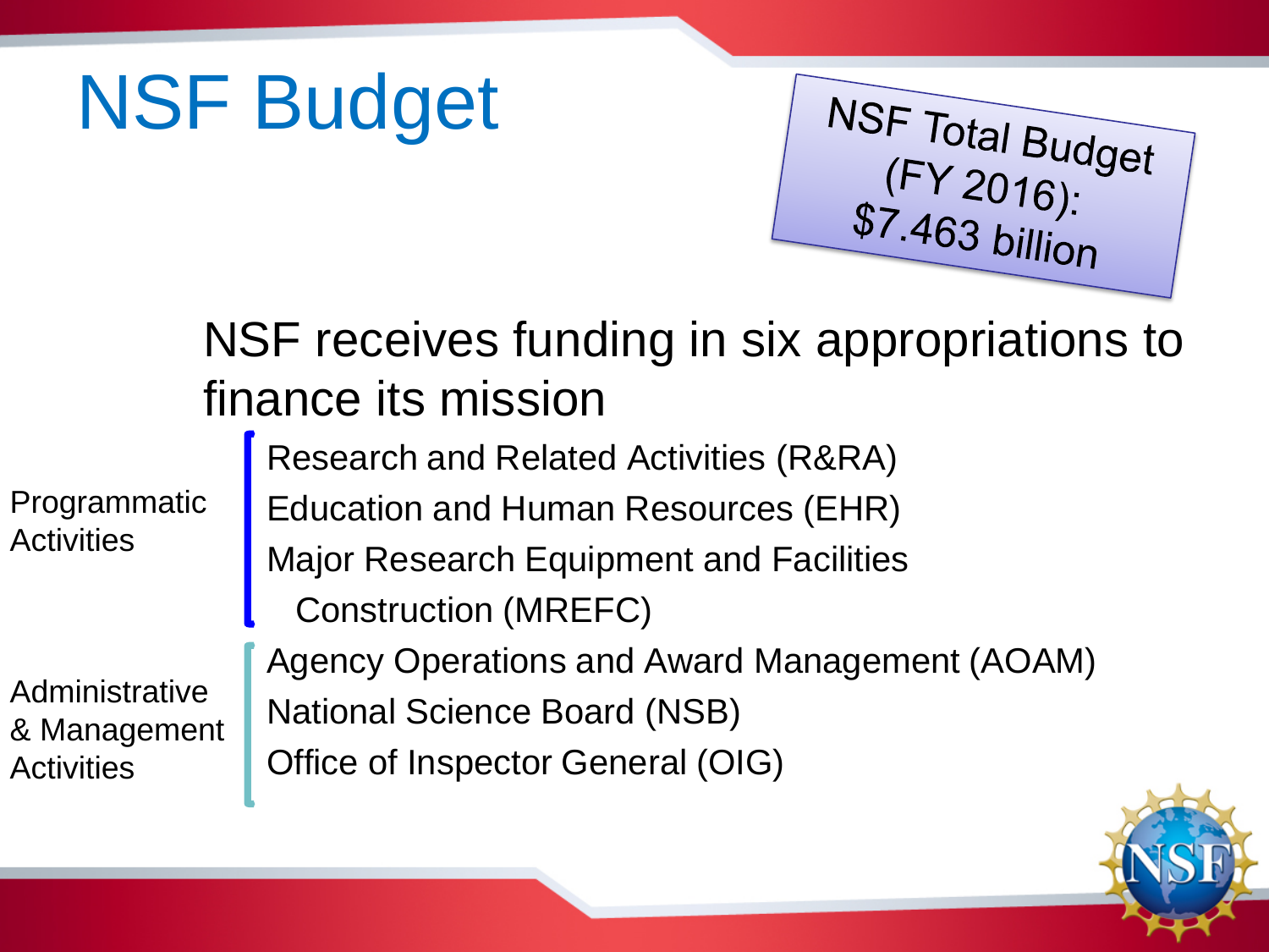# NSF Budget

NSF Total Budget (FY 2016): $7.463 billion

NSF receives funding in six appropriations to finance its mission

**Programmatic Activities**

- Research and Related Activities (R&RA)
- Education and Human Resources (EHR)
- Major Research Equipment and Facilities Construction (MREFC)

**Administrative & Management Activities**

- Agency Operations and Award Management (AOAM)
- National Science Board (NSB)
- Office of Inspector General (OIG)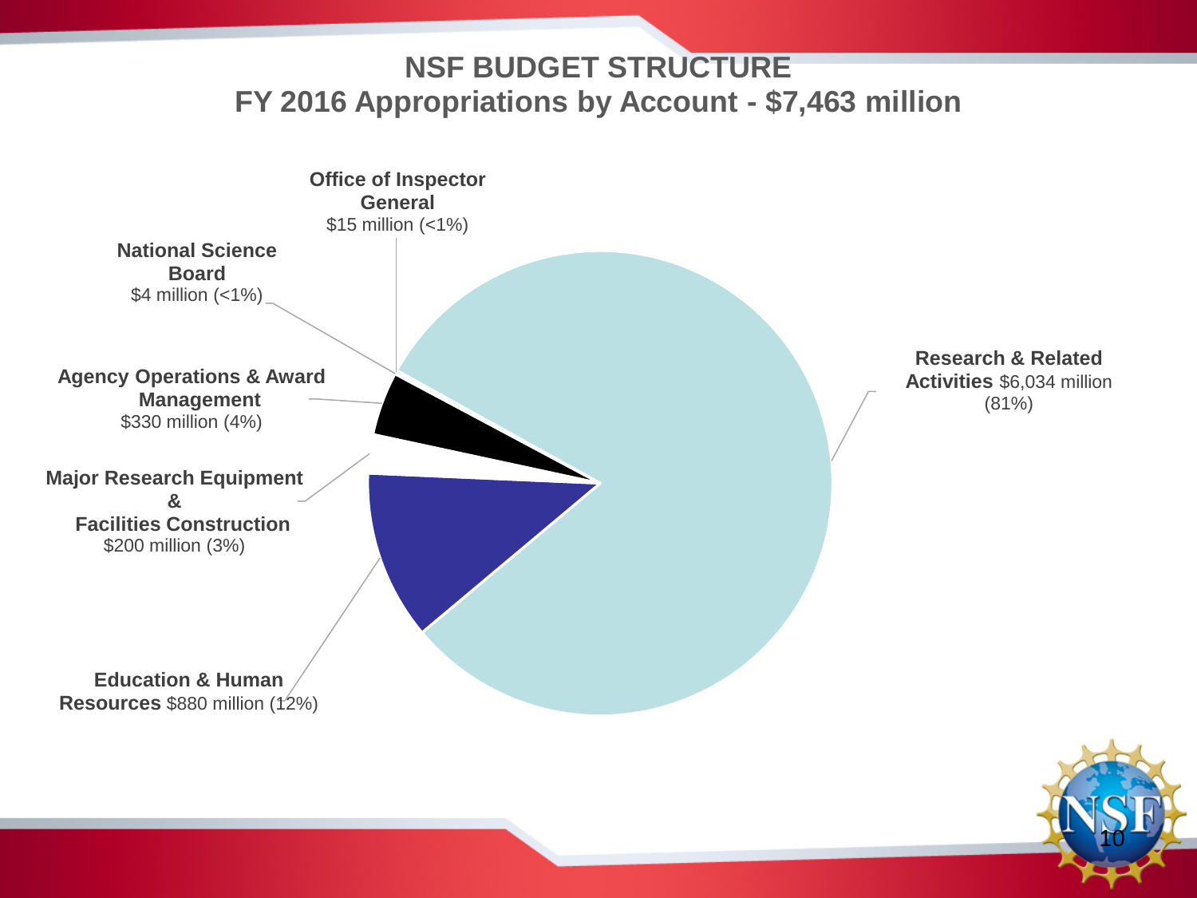# NSF BUDGET STRUCTURE
## FY 2016 Appropriations by Account - $7,463 million

**Office of Inspector General** $15 million (<1%)

**National Science Board** $4 million (<1%)

**Agency Operations & Award Management** $330 million (4%)

**Major Research Equipment & Facilities Construction** $200 million (3%)

**Education & Human Resources** $880 million (12%)

**Research & Related Activities** $6,034 million (81%)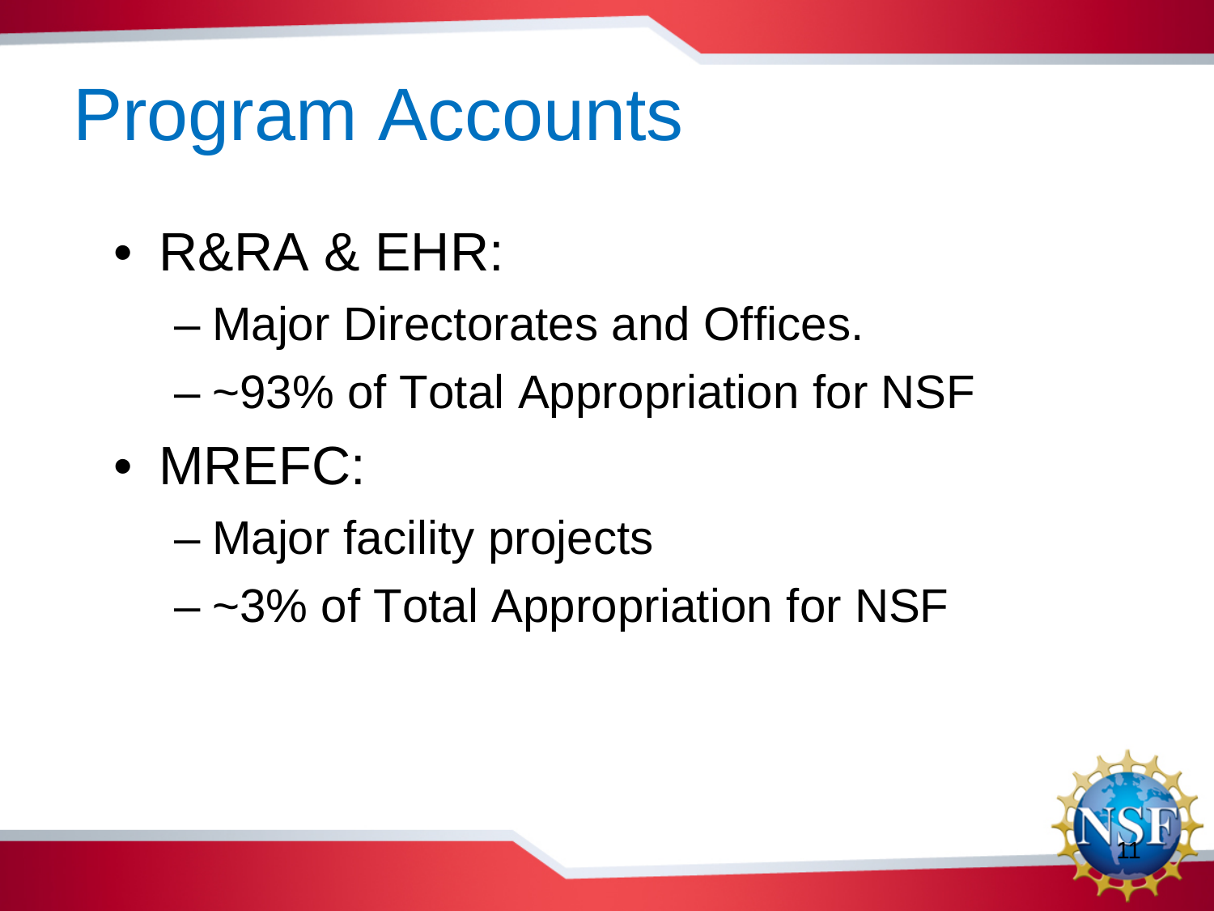# Program Accounts

- R&RA & EHR:
  - Major Directorates and Offices.
  - ~93% of Total Appropriation for NSF
- MREFC:
  - Major facility projects
  - ~3% of Total Appropriation for NSF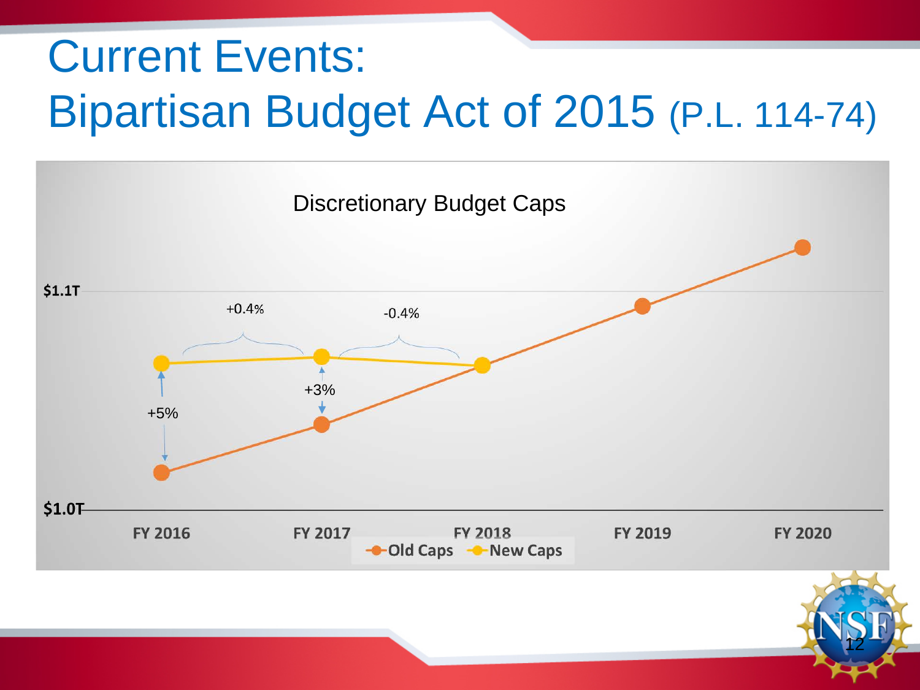# Current Events: Bipartisan Budget Act of 2015 (P.L. 114-74)

Discretionary Budget Caps

$1.1T

+0.4%

-0.4%

+3%

+5%

$1.0T

FY 2016 FY 2017 FY 2018 FY 2019 FY 2020

Old Caps New Caps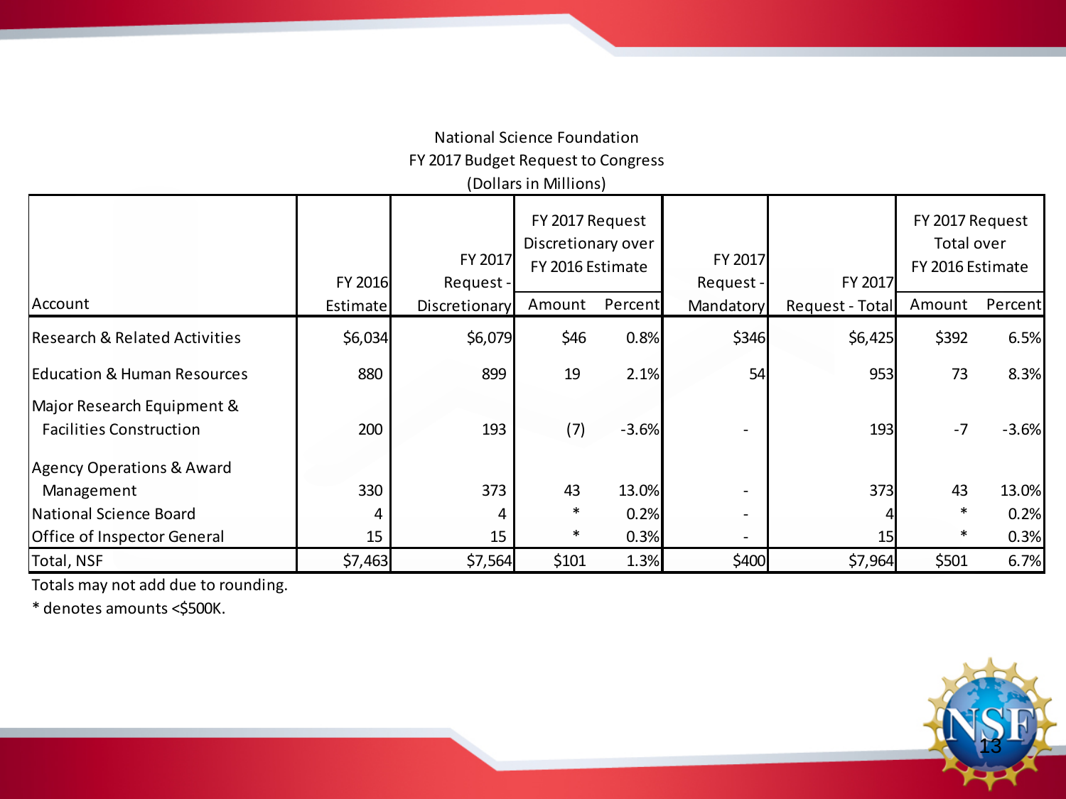National Science Foundation
FY 2017 Budget Request to Congress
(Dollars in Millions)

| Account | FY 2016 Estimate | FY 2017 Request - Discretionary | FY 2017 Request Discretionary over FY 2016 Estimate | | FY 2017 Request - Mandatory | FY 2017 Request - Total | FY 2017 Request Total over FY 2016 Estimate | |
|---|---|---|---|---|---|---|---|---|
| | | | Amount | Percent | | | Amount | Percent |
| Research & Related Activities | $6,034 | $6,079 | $46 | 0.8% | $346 | $6,425 | $392 | 6.5% |
| Education & Human Resources | 880 | 899 | 19 | 2.1% | 54 | 953 | 73 | 8.3% |
| Major Research Equipment & Facilities Construction | 200 | 193 | (7) | -3.6% | - | 193 | -7 | -3.6% |
| Agency Operations & Award Management | 330 | 373 | 43 | 13.0% | - | 373 | 43 | 13.0% |
| National Science Board | 4 | 4 | * | 0.2% | - | 4 | * | 0.2% |
| Office of Inspector General | 15 | 15 | * | 0.3% | - | 15 | * | 0.3% |
| Total, NSF | $7,463 | $7,564 | $101 | 1.3% | $400 | $7,964 | $501 | 6.7% |

Totals may not add due to rounding.

* denotes amounts <$500K.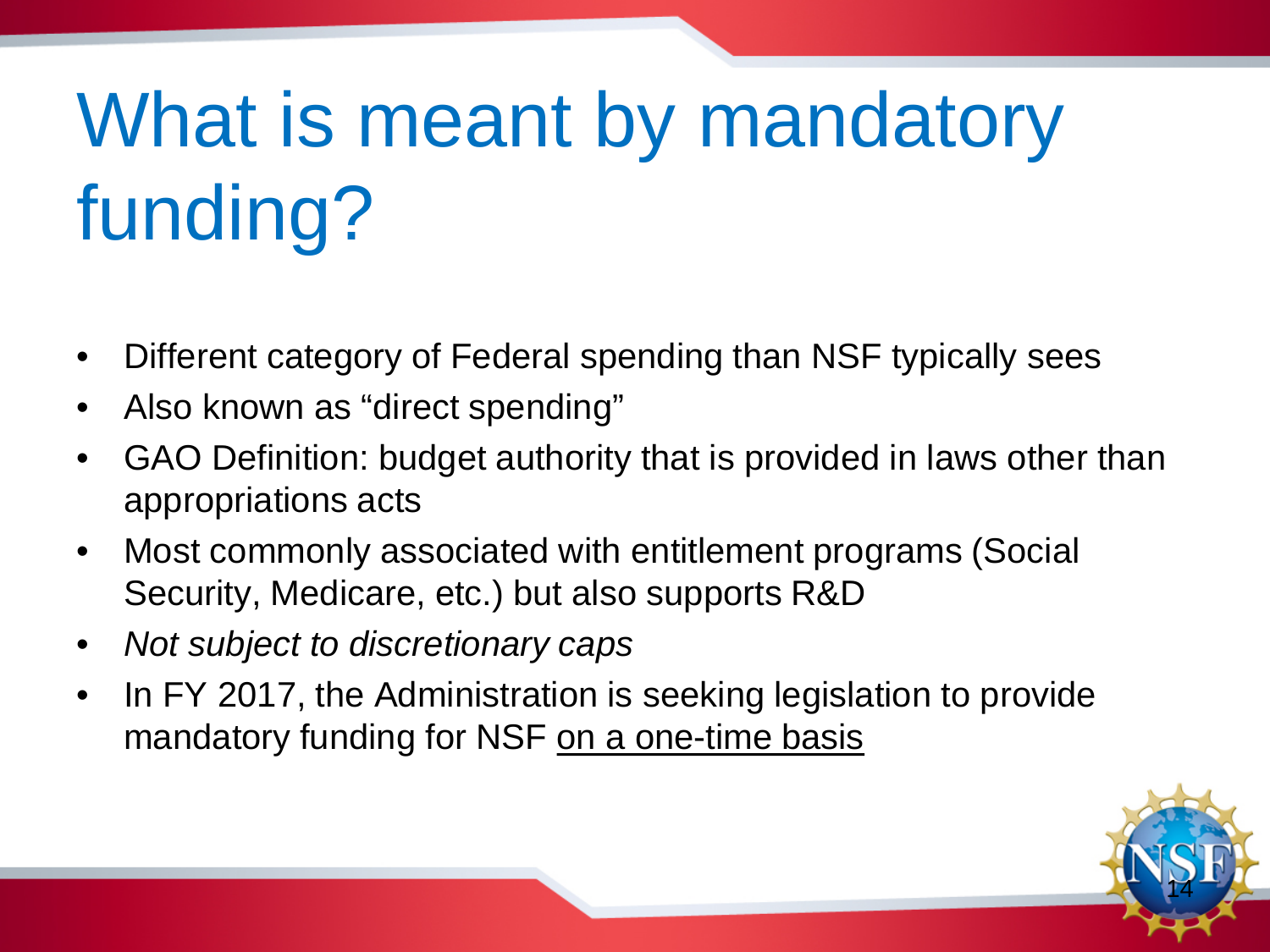# What is meant by mandatory funding?

- Different category of Federal spending than NSF typically sees
- Also known as “direct spending”
- GAO Definition: budget authority that is provided in laws other than appropriations acts
- Most commonly associated with entitlement programs (Social Security, Medicare, etc.) but also supports R&D
- *Not subject to discretionary caps*
- In FY 2017, the Administration is seeking legislation to provide mandatory funding for NSF <u>on a one-time basis</u>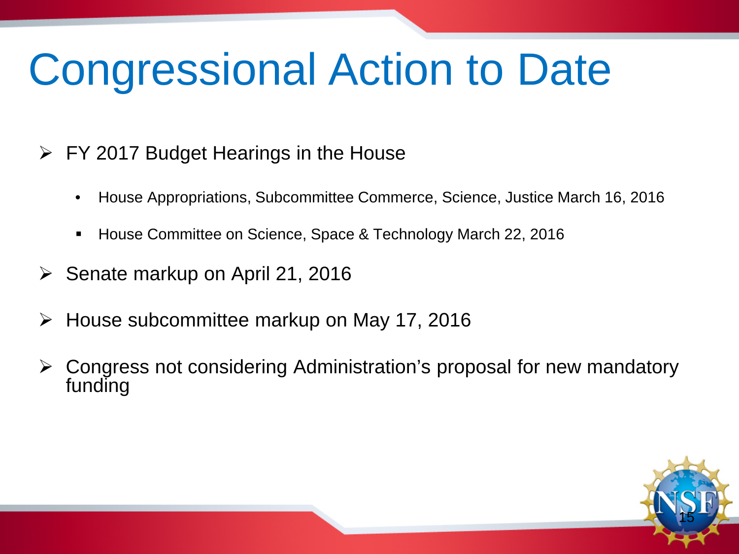# Congressional Action to Date

- FY 2017 Budget Hearings in the House
  - House Appropriations, Subcommittee Commerce, Science, Justice March 16, 2016
  - House Committee on Science, Space & Technology March 22, 2016
- Senate markup on April 21, 2016
- House subcommittee markup on May 17, 2016
- Congress not considering Administration's proposal for new mandatory funding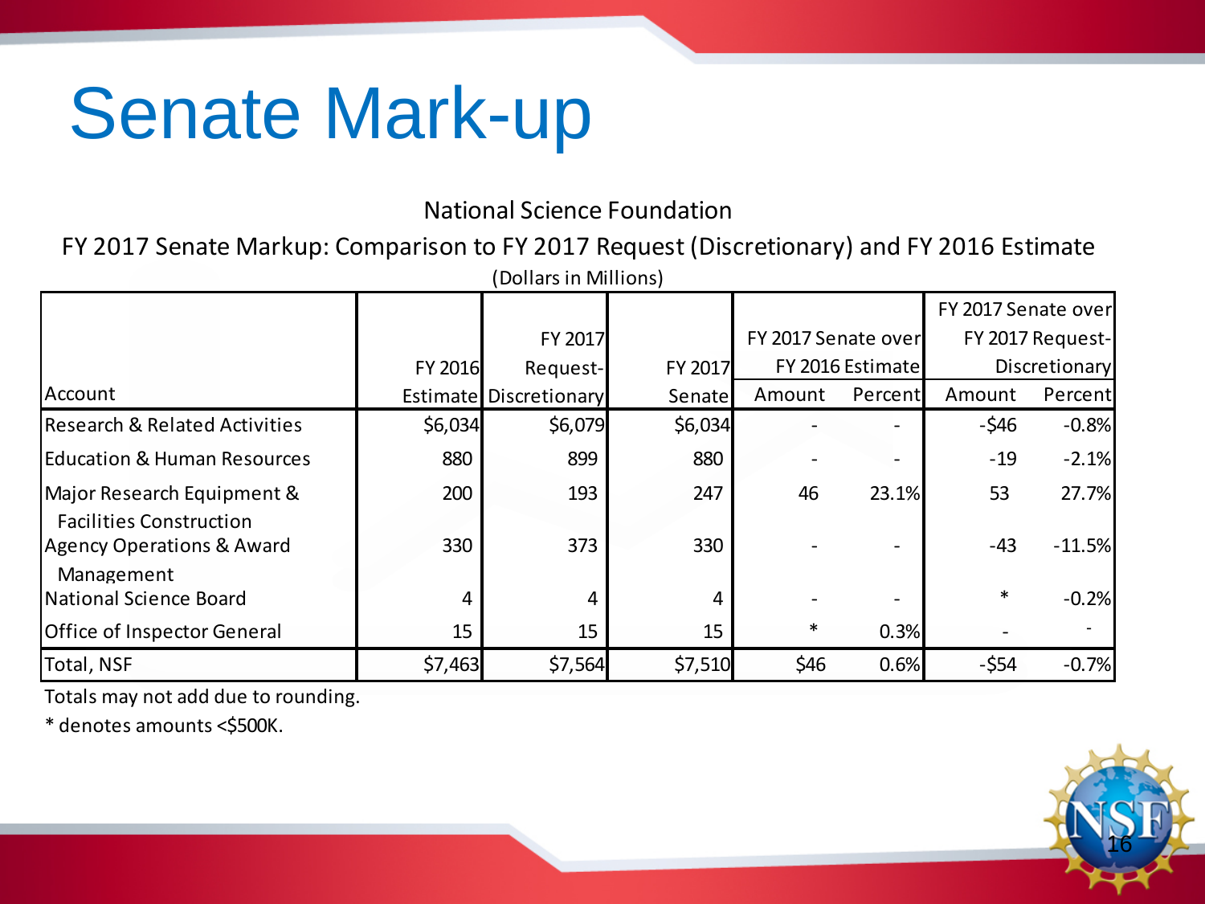# Senate Mark-up

National Science Foundation

FY 2017 Senate Markup: Comparison to FY 2017 Request (Discretionary) and FY 2016 Estimate

(Dollars in Millions)

| Account | FY 2016 Estimate | FY 2017 Request-Discretionary | FY 2017 Senate | FY 2017 Senate over FY 2016 Estimate | | FY 2017 Senate over FY 2017 Request-Discretionary | |
|---|---|---|---|---|---|---|---|
| | | | | Amount | Percent | Amount | Percent |
| Research & Related Activities | $6,034 | $6,079 | $6,034 | - | - | -$46 | -0.8% |
| Education & Human Resources | 880 | 899 | 880 | - | - | -19 | -2.1% |
| Major Research Equipment & Facilities Construction | 200 | 193 | 247 | 46 | 23.1% | 53 | 27.7% |
| Agency Operations & Award Management | 330 | 373 | 330 | - | - | -43 | -11.5% |
| National Science Board | 4 | 4 | 4 | - | - | * | -0.2% |
| Office of Inspector General | 15 | 15 | 15 | * | 0.3% | - | - |
| Total, NSF | $7,463 | $7,564 | $7,510 | $46 | 0.6% | -$54 | -0.7% |

Totals may not add due to rounding.

* denotes amounts <$500K.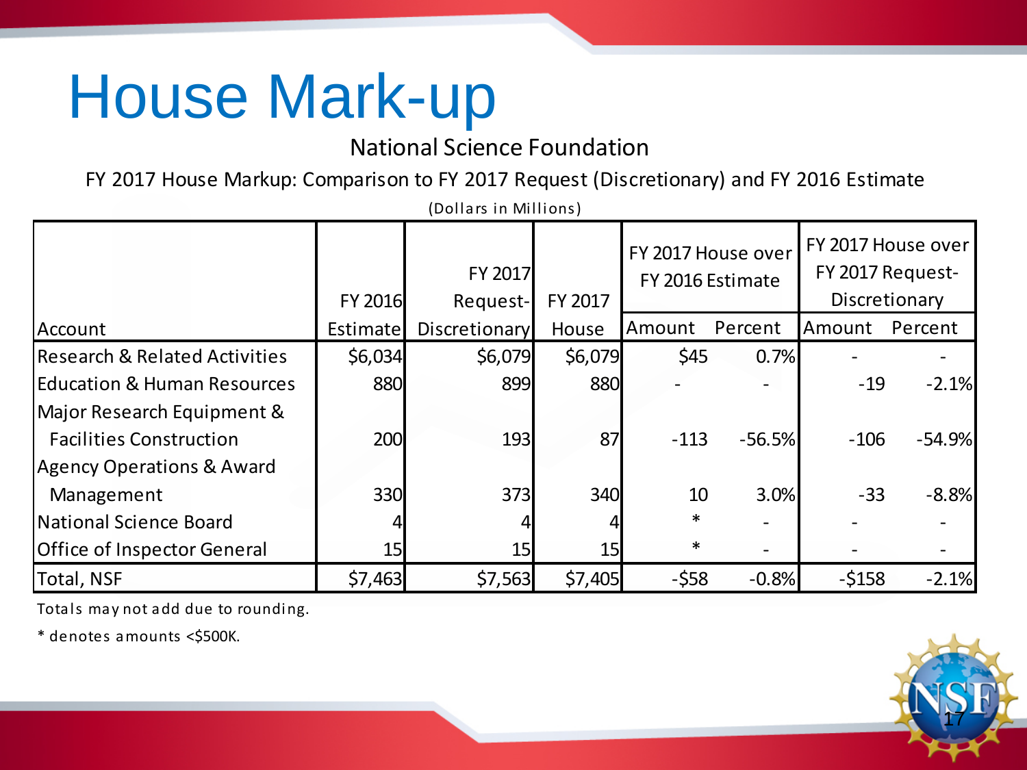# House Mark-up

National Science Foundation

FY 2017 House Markup: Comparison to FY 2017 Request (Discretionary) and FY 2016 Estimate

(Dollars in Millions)

| Account | FY 2016 Estimate | FY 2017 Request-Discretionary | FY 2017 House | FY 2017 House over FY 2016 Estimate | | FY 2017 House over FY 2017 Request-Discretionary | |
|---|---|---|---|---|---|---|---|
| | | | | Amount | Percent | Amount | Percent |
| Research & Related Activities | $6,034 | $6,079 | $6,079 | $45 | 0.7% | - | - |
| Education & Human Resources | 880 | 899 | 880 | - | - | -19 | -2.1% |
| Major Research Equipment & Facilities Construction | 200 | 193 | 87 | -113 | -56.5% | -106 | -54.9% |
| Agency Operations & Award Management | 330 | 373 | 340 | 10 | 3.0% | -33 | -8.8% |
| National Science Board | 4 | 4 | 4 | * | - | - | - |
| Office of Inspector General | 15 | 15 | 15 | * | - | - | - |
| Total, NSF | $7,463 | $7,563 | $7,405 | -$58 | -0.8% | -$158 | -2.1% |

Totals may not add due to rounding.

* denotes amounts <$500K.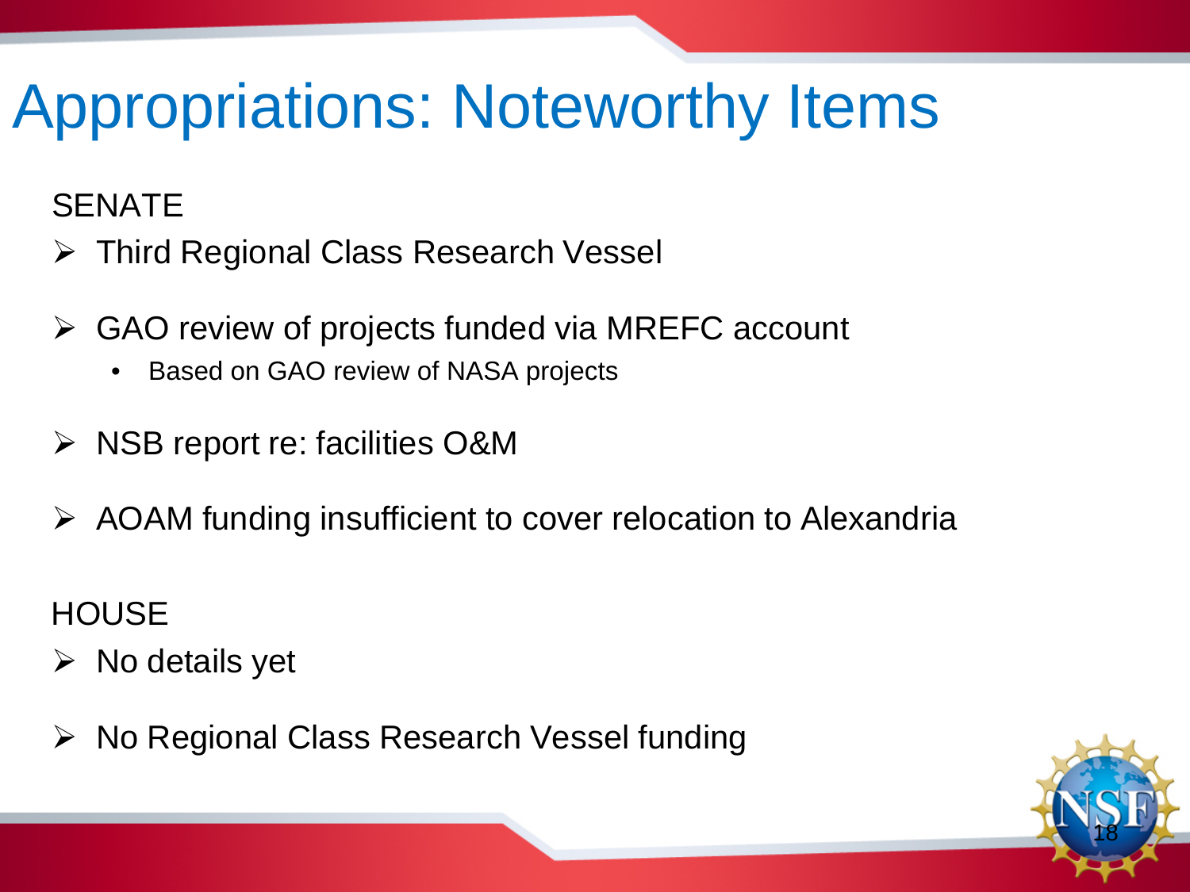# Appropriations: Noteworthy Items

SENATE

- Third Regional Class Research Vessel
- GAO review of projects funded via MREFC account
  - Based on GAO review of NASA projects
- NSB report re: facilities O&M
- AOAM funding insufficient to cover relocation to Alexandria

HOUSE

- No details yet
- No Regional Class Research Vessel funding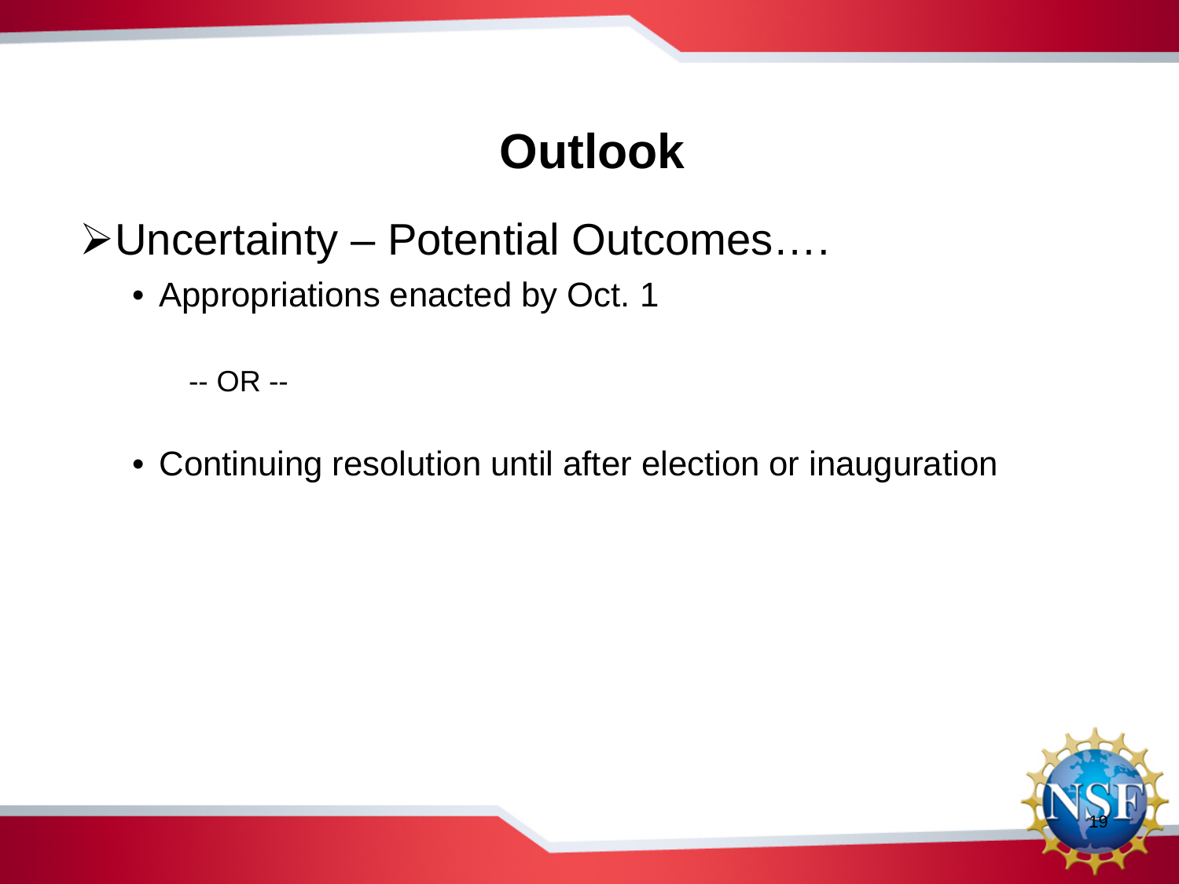# Outlook

- Uncertainty – Potential Outcomes….
  - Appropriations enacted by Oct. 1

    -- OR --

  - Continuing resolution until after election or inauguration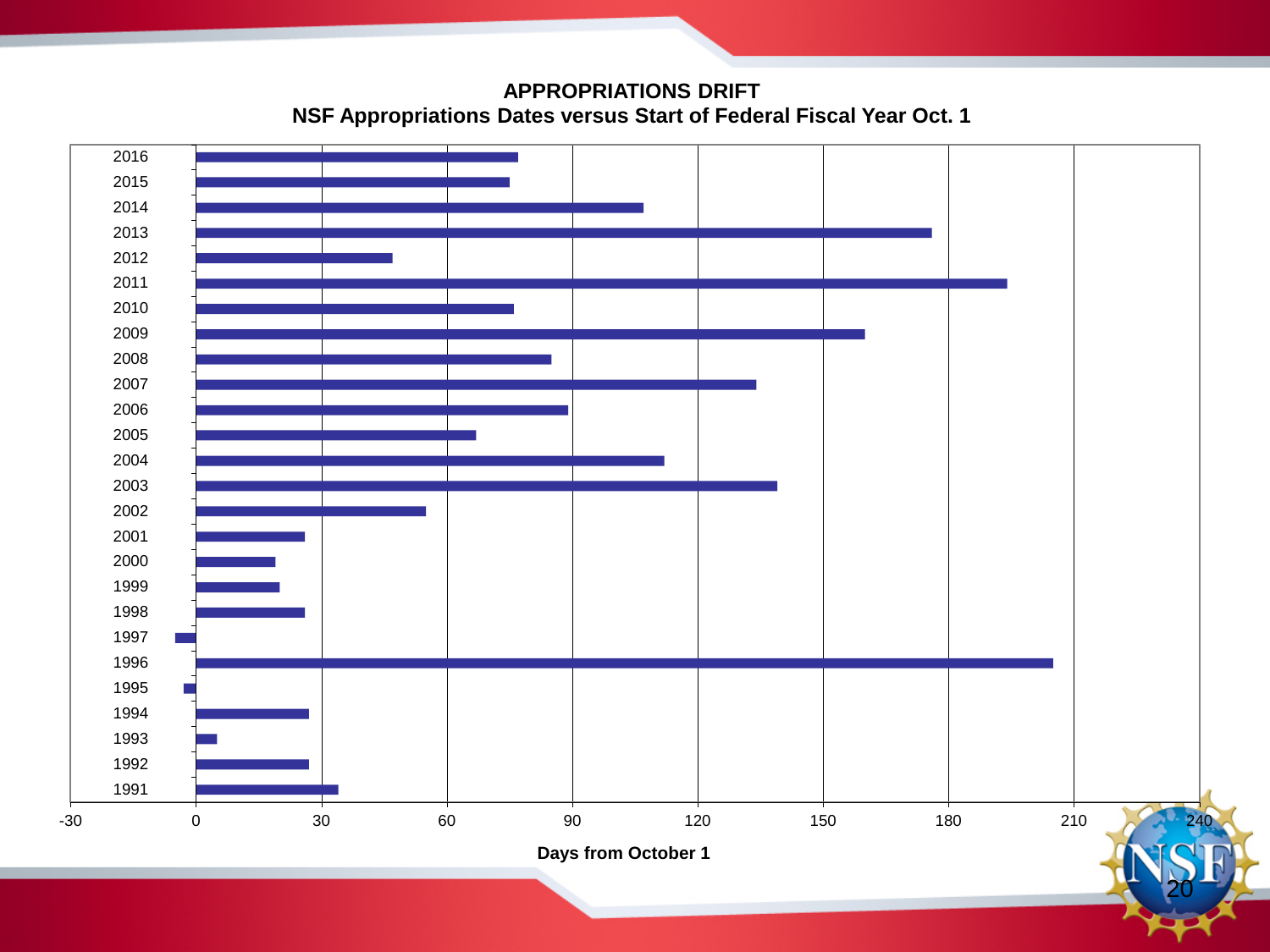## APPROPRIATIONS DRIFT

### NSF Appropriations Dates versus Start of Federal Fiscal Year Oct. 1

| Year | Days from October 1 (approx.) |
|---|---|
| 2016 | 77 |
| 2015 | 75 |
| 2014 | 107 |
| 2013 | 176 |
| 2012 | 47 |
| 2011 | 194 |
| 2010 | 76 |
| 2009 | 160 |
| 2008 | 85 |
| 2007 | 134 |
| 2006 | 89 |
| 2005 | 67 |
| 2004 | 112 |
| 2003 | 139 |
| 2002 | 55 |
| 2001 | 26 |
| 2000 | 19 |
| 1999 | 20 |
| 1998 | 26 |
| 1997 | -5 |
| 1996 | 205 |
| 1995 | -3 |
| 1994 | 27 |
| 1993 | 5 |
| 1992 | 27 |
| 1991 | 34 |

Days from October 1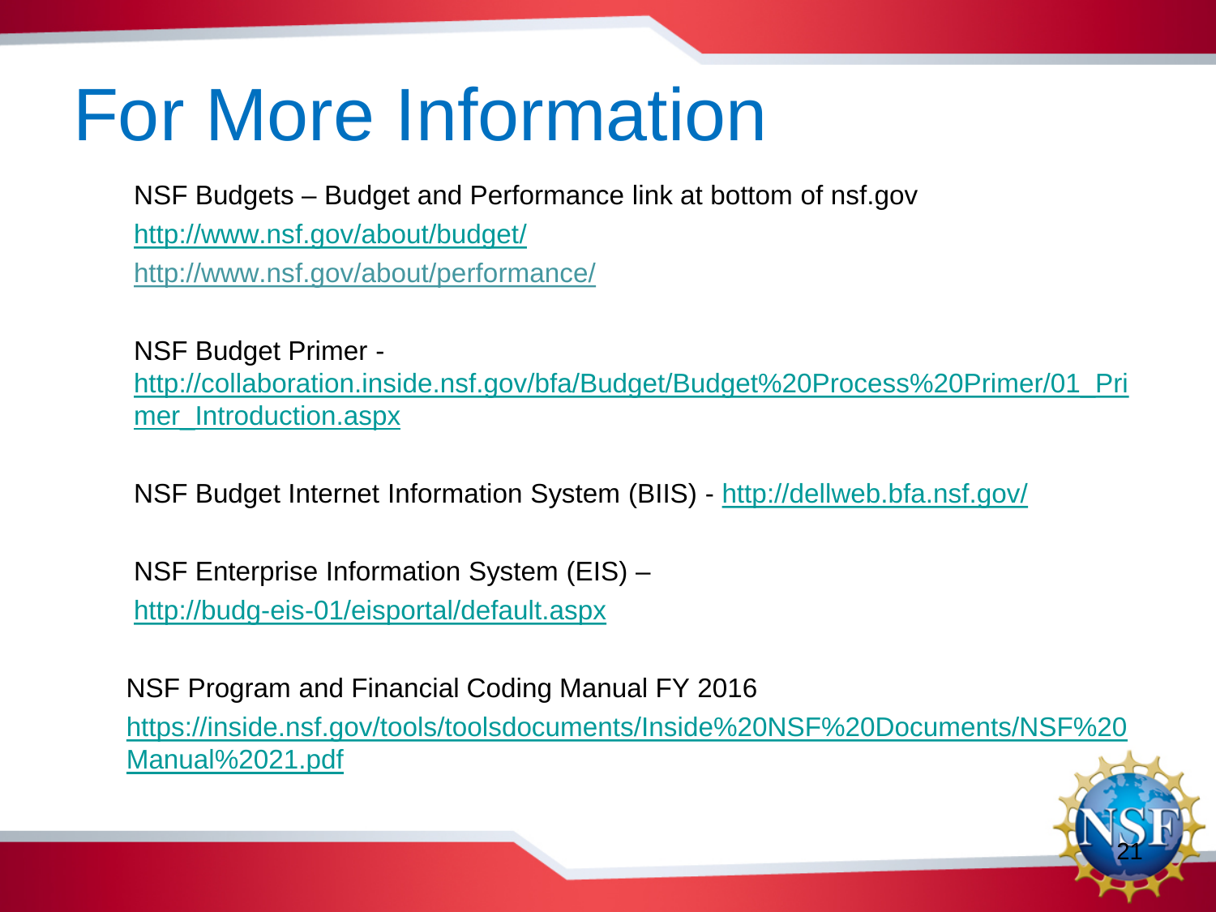# For More Information

NSF Budgets – Budget and Performance link at bottom of nsf.gov

http://www.nsf.gov/about/budget/

http://www.nsf.gov/about/performance/

NSF Budget Primer - http://collaboration.inside.nsf.gov/bfa/Budget/Budget%20Process%20Primer/01_Primer_Introduction.aspx

NSF Budget Internet Information System (BIIS) - http://dellweb.bfa.nsf.gov/

NSF Enterprise Information System (EIS) – http://budg-eis-01/eisportal/default.aspx

NSF Program and Financial Coding Manual FY 2016

https://inside.nsf.gov/tools/toolsdocuments/Inside%20NSF%20Documents/NSF%20Manual%2021.pdf